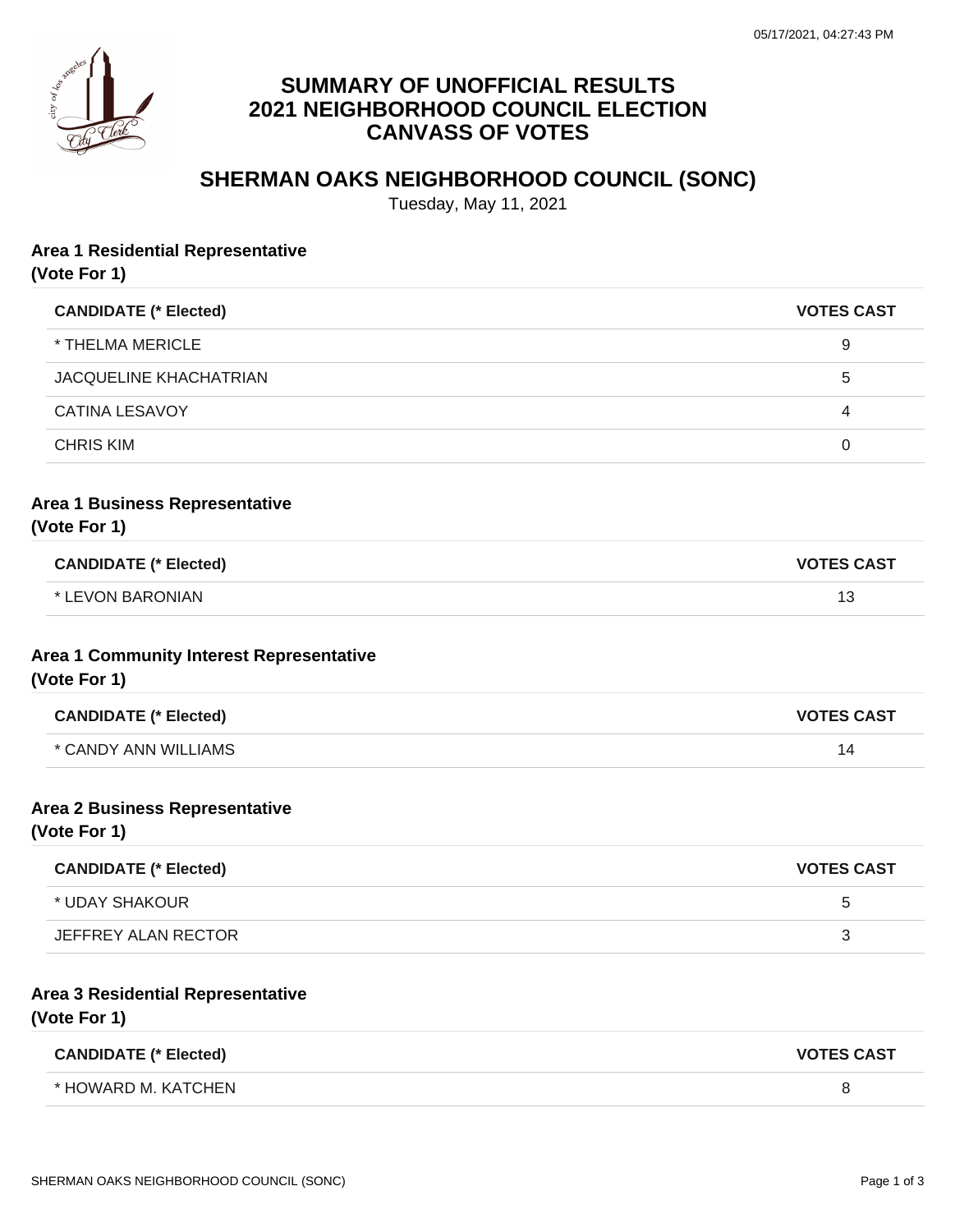05/17/2021, 04:27:43 PM

# SUMMARY OF UNOFFICIAL RESULTS
# 2021 NEIGHBORHOOD COUNCIL ELECTION
# CANVASS OF VOTES

## SHERMAN OAKS NEIGHBORHOOD COUNCIL (SONC)

Tuesday, May 11, 2021

### Area 1 Residential Representative
**(Vote For 1)**

| CANDIDATE (* Elected) | VOTES CAST |
|---|---|
| * THELMA MERICLE | 9 |
| JACQUELINE KHACHATRIAN | 5 |
| CATINA LESAVOY | 4 |
| CHRIS KIM | 0 |

### Area 1 Business Representative
**(Vote For 1)**

| CANDIDATE (* Elected) | VOTES CAST |
|---|---|
| * LEVON BARONIAN | 13 |

### Area 1 Community Interest Representative
**(Vote For 1)**

| CANDIDATE (* Elected) | VOTES CAST |
|---|---|
| * CANDY ANN WILLIAMS | 14 |

### Area 2 Business Representative
**(Vote For 1)**

| CANDIDATE (* Elected) | VOTES CAST |
|---|---|
| * UDAY SHAKOUR | 5 |
| JEFFREY ALAN RECTOR | 3 |

### Area 3 Residential Representative
**(Vote For 1)**

| CANDIDATE (* Elected) | VOTES CAST |
|---|---|
| * HOWARD M. KATCHEN | 8 |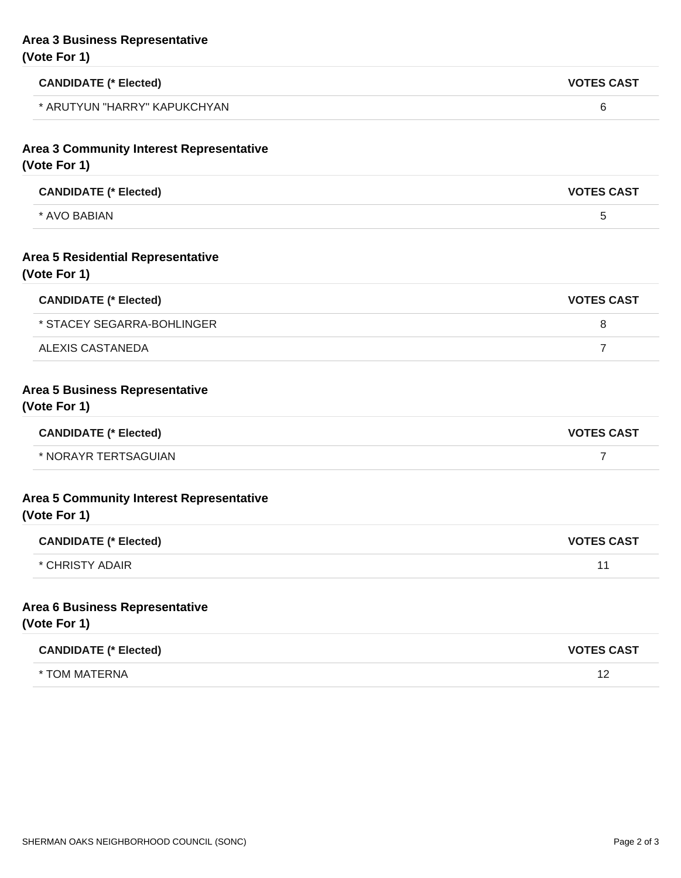**Area 3 Business Representative**
**(Vote For 1)**

| CANDIDATE (* Elected) | VOTES CAST |
|---|---|
| * ARUTYUN "HARRY" KAPUKCHYAN | 6 |

**Area 3 Community Interest Representative**
**(Vote For 1)**

| CANDIDATE (* Elected) | VOTES CAST |
|---|---|
| * AVO BABIAN | 5 |

**Area 5 Residential Representative**
**(Vote For 1)**

| CANDIDATE (* Elected) | VOTES CAST |
|---|---|
| * STACEY SEGARRA-BOHLINGER | 8 |
| ALEXIS CASTANEDA | 7 |

**Area 5 Business Representative**
**(Vote For 1)**

| CANDIDATE (* Elected) | VOTES CAST |
|---|---|
| * NORAYR TERTSAGUIAN | 7 |

**Area 5 Community Interest Representative**
**(Vote For 1)**

| CANDIDATE (* Elected) | VOTES CAST |
|---|---|
| * CHRISTY ADAIR | 11 |

**Area 6 Business Representative**
**(Vote For 1)**

| CANDIDATE (* Elected) | VOTES CAST |
|---|---|
| * TOM MATERNA | 12 |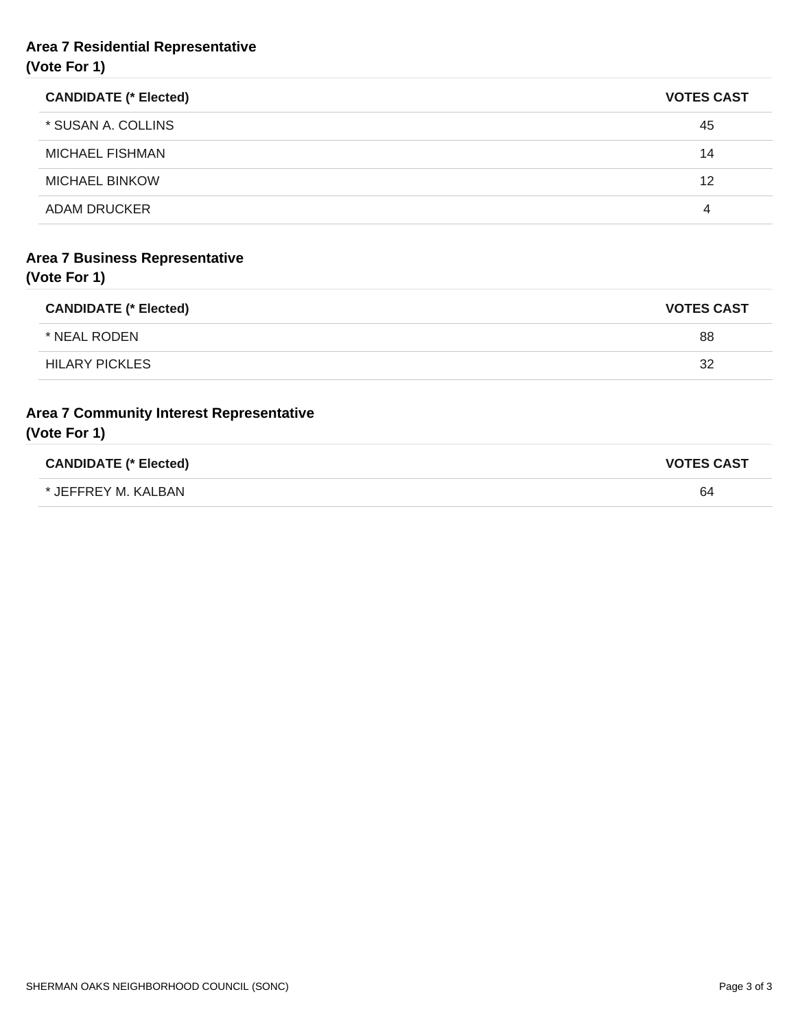**Area 7 Residential Representative**
**(Vote For 1)**

| CANDIDATE (* Elected) | VOTES CAST |
| --- | --- |
| * SUSAN A. COLLINS | 45 |
| MICHAEL FISHMAN | 14 |
| MICHAEL BINKOW | 12 |
| ADAM DRUCKER | 4 |

**Area 7 Business Representative**
**(Vote For 1)**

| CANDIDATE (* Elected) | VOTES CAST |
| --- | --- |
| * NEAL RODEN | 88 |
| HILARY PICKLES | 32 |

**Area 7 Community Interest Representative**
**(Vote For 1)**

| CANDIDATE (* Elected) | VOTES CAST |
| --- | --- |
| * JEFFREY M. KALBAN | 64 |